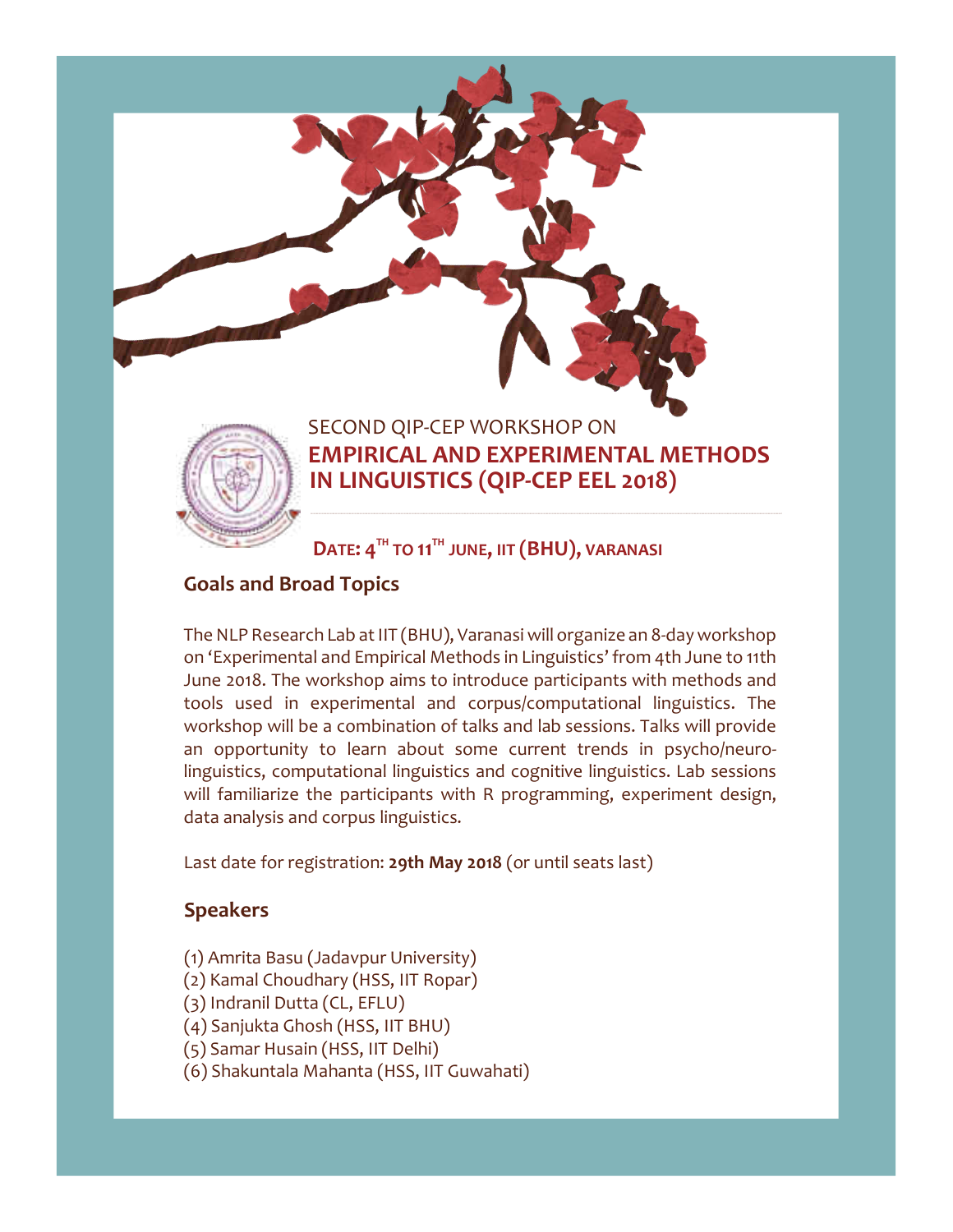SECOND QIP-CEP WORKSHOP ON

# EMPIRICAL AND EXPERIMENTAL METHODS IN LINGUISTICS (QIP-CEP EEL 2018)

**DATE: 4TH TO 11TH JUNE, IIT (BHU), VARANASI**

## Goals and Broad Topics

The NLP Research Lab at IIT (BHU), Varanasi will organize an 8-day workshop on 'Experimental and Empirical Methods in Linguistics' from 4th June to 11th June 2018. The workshop aims to introduce participants with methods and tools used in experimental and corpus/computational linguistics. The workshop will be a combination of talks and lab sessions. Talks will provide an opportunity to learn about some current trends in psycho/neuro-linguistics, computational linguistics and cognitive linguistics. Lab sessions will familiarize the participants with R programming, experiment design, data analysis and corpus linguistics.

Last date for registration: **29th May 2018** (or until seats last)

## Speakers

(1) Amrita Basu (Jadavpur University)
(2) Kamal Choudhary (HSS, IIT Ropar)
(3) Indranil Dutta (CL, EFLU)
(4) Sanjukta Ghosh (HSS, IIT BHU)
(5) Samar Husain (HSS, IIT Delhi)
(6) Shakuntala Mahanta (HSS, IIT Guwahati)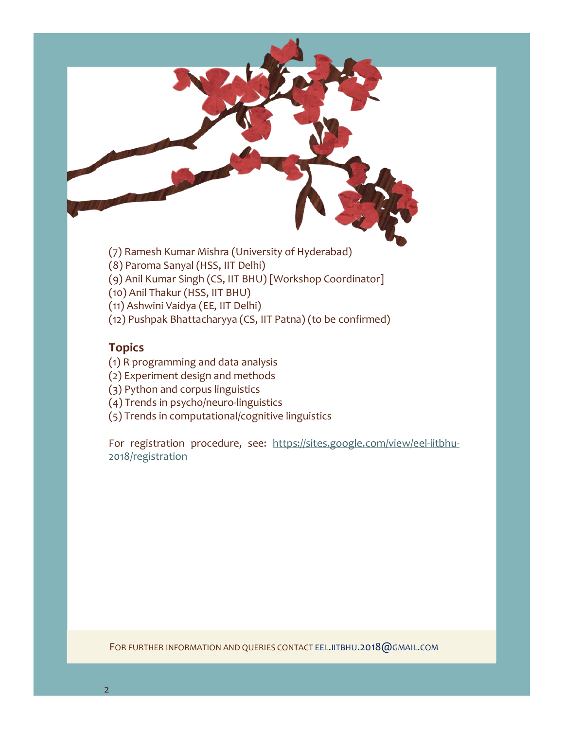(7) Ramesh Kumar Mishra (University of Hyderabad)
(8) Paroma Sanyal (HSS, IIT Delhi)
(9) Anil Kumar Singh (CS, IIT BHU) [Workshop Coordinator]
(10) Anil Thakur (HSS, IIT BHU)
(11) Ashwini Vaidya (EE, IIT Delhi)
(12) Pushpak Bhattacharyya (CS, IIT Patna) (to be confirmed)

## Topics

(1) R programming and data analysis
(2) Experiment design and methods
(3) Python and corpus linguistics
(4) Trends in psycho/neuro-linguistics
(5) Trends in computational/cognitive linguistics

For registration procedure, see: https://sites.google.com/view/eel-iitbhu-2018/registration

FOR FURTHER INFORMATION AND QUERIES CONTACT EEL.IITBHU.2018@GMAIL.COM